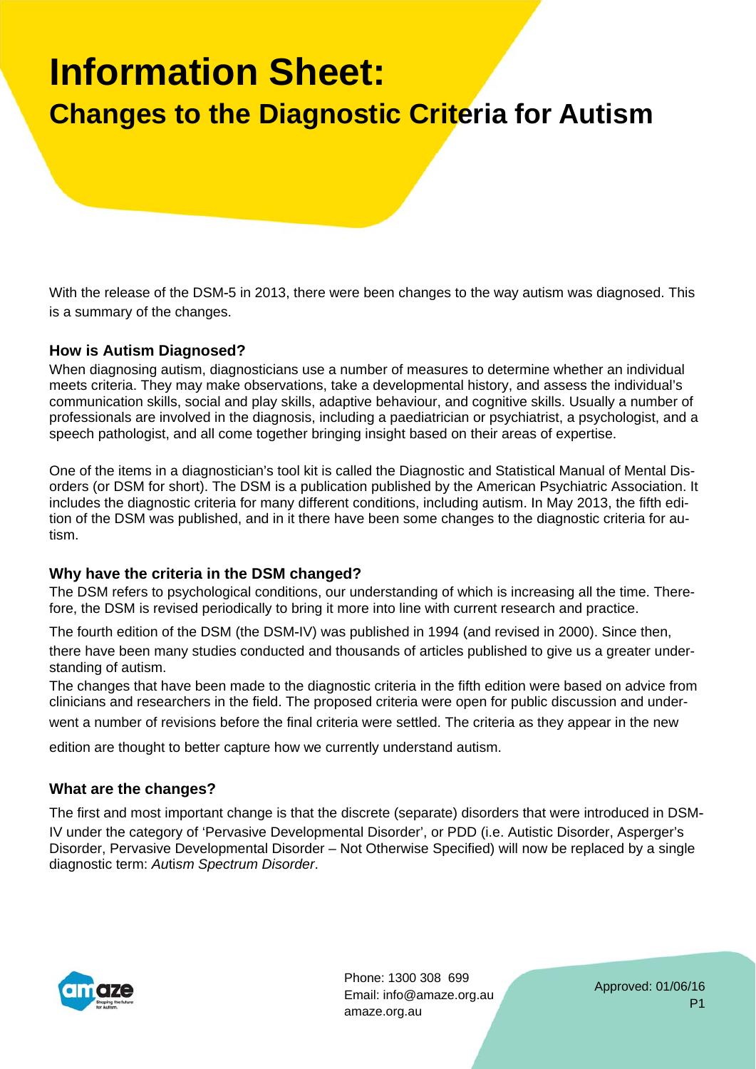# Information Sheet:

## Changes to the Diagnostic Criteria for Autism

With the release of the DSM-5 in 2013, there were been changes to the way autism was diagnosed. This is a summary of the changes.

### How is Autism Diagnosed?

When diagnosing autism, diagnosticians use a number of measures to determine whether an individual meets criteria. They may make observations, take a developmental history, and assess the individual's communication skills, social and play skills, adaptive behaviour, and cognitive skills. Usually a number of professionals are involved in the diagnosis, including a paediatrician or psychiatrist, a psychologist, and a speech pathologist, and all come together bringing insight based on their areas of expertise.

One of the items in a diagnostician's tool kit is called the Diagnostic and Statistical Manual of Mental Disorders (or DSM for short). The DSM is a publication published by the American Psychiatric Association. It includes the diagnostic criteria for many different conditions, including autism. In May 2013, the fifth edition of the DSM was published, and in it there have been some changes to the diagnostic criteria for autism.

### Why have the criteria in the DSM changed?

The DSM refers to psychological conditions, our understanding of which is increasing all the time. Therefore, the DSM is revised periodically to bring it more into line with current research and practice.

The fourth edition of the DSM (the DSM-IV) was published in 1994 (and revised in 2000). Since then, there have been many studies conducted and thousands of articles published to give us a greater understanding of autism.

The changes that have been made to the diagnostic criteria in the fifth edition were based on advice from clinicians and researchers in the field. The proposed criteria were open for public discussion and underwent a number of revisions before the final criteria were settled. The criteria as they appear in the new edition are thought to better capture how we currently understand autism.

### What are the changes?

The first and most important change is that the discrete (separate) disorders that were introduced in DSM-IV under the category of 'Pervasive Developmental Disorder', or PDD (i.e. Autistic Disorder, Asperger's Disorder, Pervasive Developmental Disorder – Not Otherwise Specified) will now be replaced by a single diagnostic term: *Autism Spectrum Disorder*.

Phone: 1300 308 699
Email: info@amaze.org.au
amaze.org.au

Approved: 01/06/16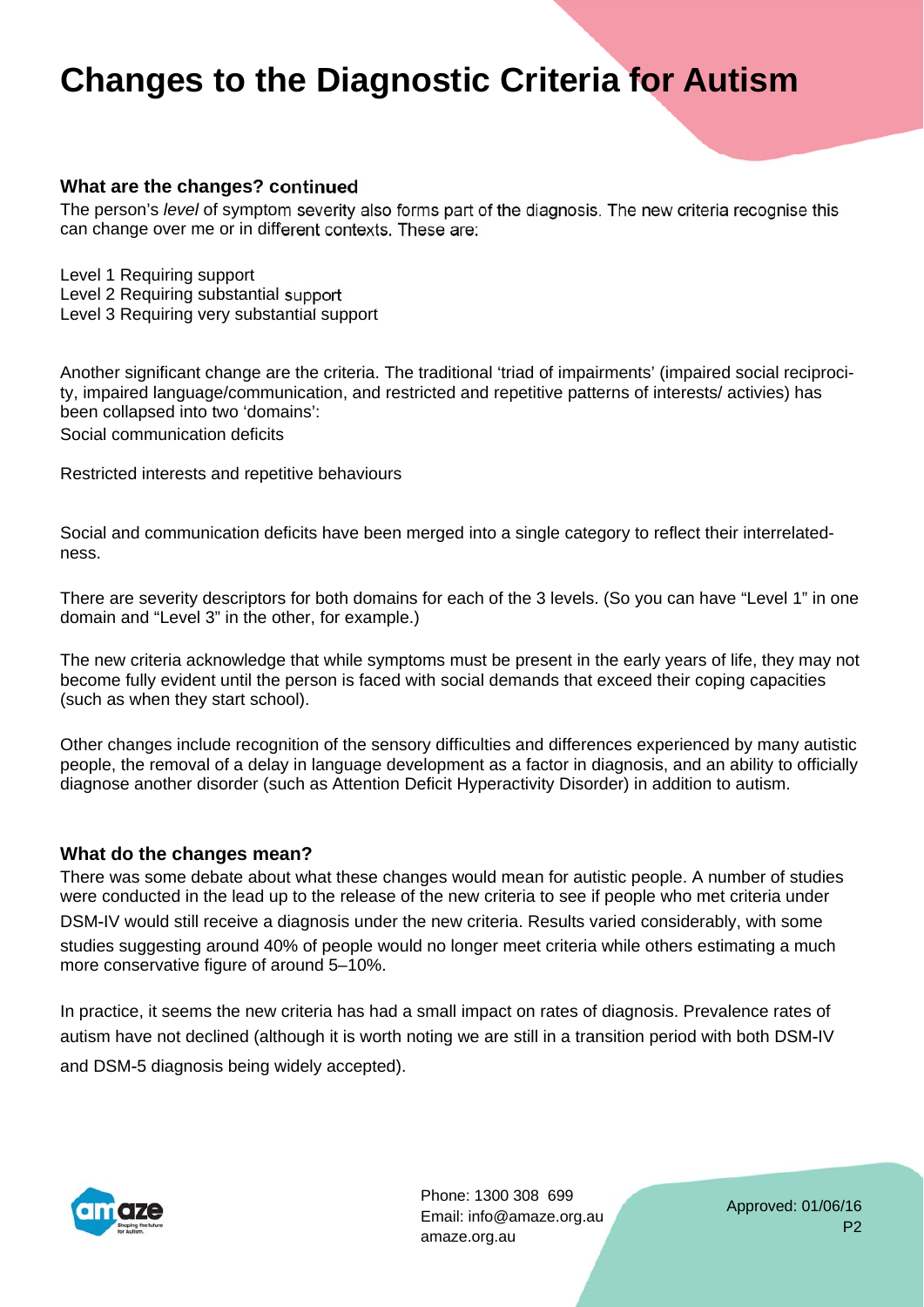# Changes to the Diagnostic Criteria for Autism

### What are the changes? continued

The person's *level* of symptom severity also forms part of the diagnosis. The new criteria recognise this can change over me or in different contexts. These are:

Level 1 Requiring support
Level 2 Requiring substantial support
Level 3 Requiring very substantial support

Another significant change are the criteria. The traditional 'triad of impairments' (impaired social reciprocity, impaired language/communication, and restricted and repetitive patterns of interests/ activies) has been collapsed into two 'domains':

Social communication deficits

Restricted interests and repetitive behaviours

Social and communication deficits have been merged into a single category to reflect their interrelatedness.

There are severity descriptors for both domains for each of the 3 levels. (So you can have "Level 1" in one domain and "Level 3" in the other, for example.)

The new criteria acknowledge that while symptoms must be present in the early years of life, they may not become fully evident until the person is faced with social demands that exceed their coping capacities (such as when they start school).

Other changes include recognition of the sensory difficulties and differences experienced by many autistic people, the removal of a delay in language development as a factor in diagnosis, and an ability to officially diagnose another disorder (such as Attention Deficit Hyperactivity Disorder) in addition to autism.

### What do the changes mean?

There was some debate about what these changes would mean for autistic people. A number of studies were conducted in the lead up to the release of the new criteria to see if people who met criteria under DSM-IV would still receive a diagnosis under the new criteria. Results varied considerably, with some studies suggesting around 40% of people would no longer meet criteria while others estimating a much more conservative figure of around 5–10%.

In practice, it seems the new criteria has had a small impact on rates of diagnosis. Prevalence rates of autism have not declined (although it is worth noting we are still in a transition period with both DSM-IV and DSM-5 diagnosis being widely accepted).

Phone: 1300 308 699
Email: info@amaze.org.au
amaze.org.au

Approved: 01/06/16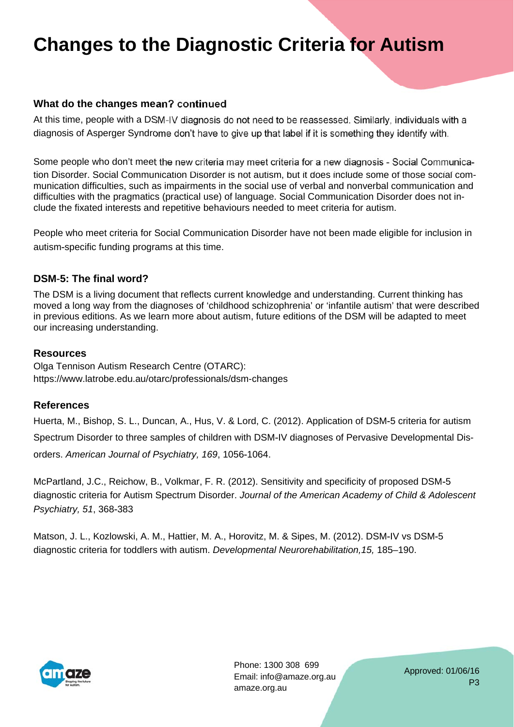# Changes to the Diagnostic Criteria for Autism

### What do the changes mean? continued

At this time, people with a DSM-IV diagnosis do not need to be reassessed. Similarly, individuals with a diagnosis of Asperger Syndrome don't have to give up that label if it is something they identify with.

Some people who don't meet the new criteria may meet criteria for a new diagnosis - Social Communication Disorder. Social Communication Disorder is not autism, but it does include some of those social communication difficulties, such as impairments in the social use of verbal and nonverbal communication and difficulties with the pragmatics (practical use) of language. Social Communication Disorder does not include the fixated interests and repetitive behaviours needed to meet criteria for autism.

People who meet criteria for Social Communication Disorder have not been made eligible for inclusion in autism-specific funding programs at this time.

### DSM-5: The final word?

The DSM is a living document that reflects current knowledge and understanding. Current thinking has moved a long way from the diagnoses of 'childhood schizophrenia' or 'infantile autism' that were described in previous editions. As we learn more about autism, future editions of the DSM will be adapted to meet our increasing understanding.

### Resources

Olga Tennison Autism Research Centre (OTARC):
https://www.latrobe.edu.au/otarc/professionals/dsm-changes

### References

Huerta, M., Bishop, S. L., Duncan, A., Hus, V. & Lord, C. (2012). Application of DSM-5 criteria for autism Spectrum Disorder to three samples of children with DSM-IV diagnoses of Pervasive Developmental Disorders. *American Journal of Psychiatry, 169*, 1056-1064.

McPartland, J.C., Reichow, B., Volkmar, F. R. (2012). Sensitivity and specificity of proposed DSM-5 diagnostic criteria for Autism Spectrum Disorder. *Journal of the American Academy of Child & Adolescent Psychiatry, 51*, 368-383

Matson, J. L., Kozlowski, A. M., Hattier, M. A., Horovitz, M. & Sipes, M. (2012). DSM-IV vs DSM-5 diagnostic criteria for toddlers with autism. *Developmental Neurorehabilitation,15,* 185–190.

Phone: 1300 308 699
Email: info@amaze.org.au
amaze.org.au

Approved: 01/06/16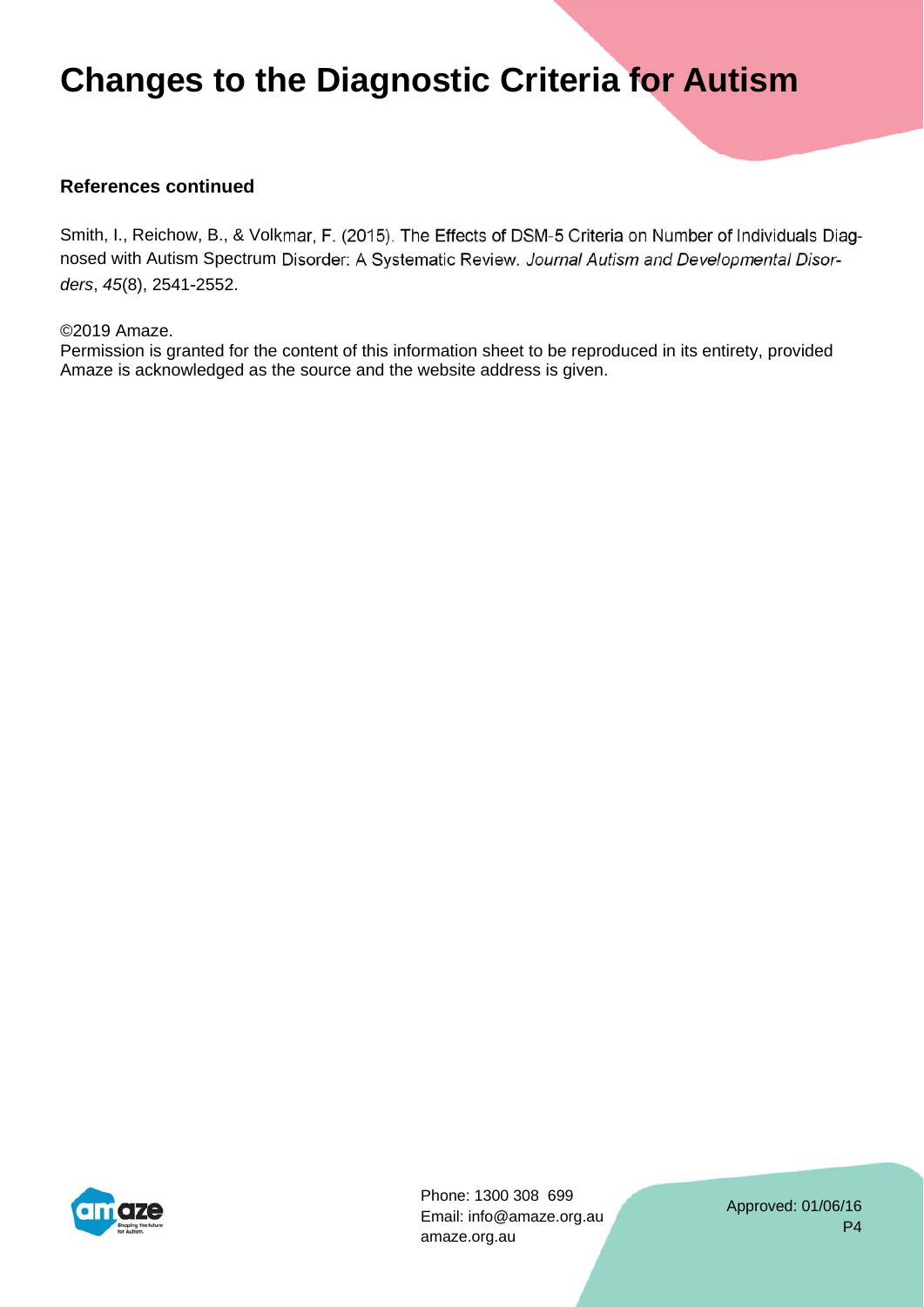# Changes to the Diagnostic Criteria for Autism

**References continued**

Smith, I., Reichow, B., & Volkmar, F. (2015). The Effects of DSM-5 Criteria on Number of Individuals Diagnosed with Autism Spectrum Disorder: A Systematic Review. *Journal Autism and Developmental Disorders*, *45*(8), 2541-2552.

©2019 Amaze.
Permission is granted for the content of this information sheet to be reproduced in its entirety, provided Amaze is acknowledged as the source and the website address is given.

Phone: 1300 308 699
Email: info@amaze.org.au
amaze.org.au

Approved: 01/06/16